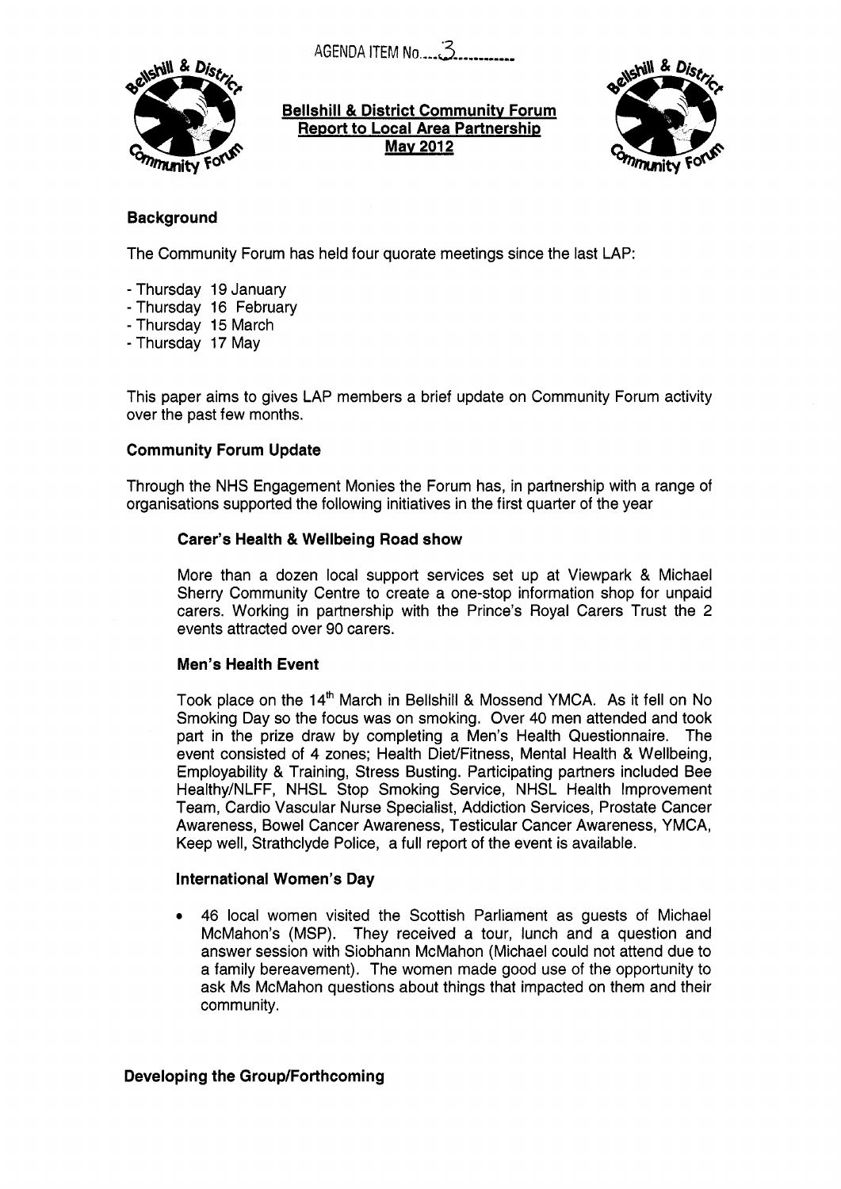AGENDA ITEM No....3...........

**Bellshill & District Community Forum**
**Report to Local Area Partnership**
**May 2012**

## Background

The Community Forum has held four quorate meetings since the last LAP:

- Thursday 19 January
- Thursday 16 February
- Thursday 15 March
- Thursday 17 May

This paper aims to gives LAP members a brief update on Community Forum activity over the past few months.

## Community Forum Update

Through the NHS Engagement Monies the Forum has, in partnership with a range of organisations supported the following initiatives in the first quarter of the year

### Carer's Health & Wellbeing Road show

More than a dozen local support services set up at Viewpark & Michael Sherry Community Centre to create a one-stop information shop for unpaid carers. Working in partnership with the Prince's Royal Carers Trust the 2 events attracted over 90 carers.

### Men's Health Event

Took place on the 14th March in Bellshill & Mossend YMCA. As it fell on No Smoking Day so the focus was on smoking. Over 40 men attended and took part in the prize draw by completing a Men's Health Questionnaire. The event consisted of 4 zones; Health Diet/Fitness, Mental Health & Wellbeing, Employability & Training, Stress Busting. Participating partners included Bee Healthy/NLFF, NHSL Stop Smoking Service, NHSL Health Improvement Team, Cardio Vascular Nurse Specialist, Addiction Services, Prostate Cancer Awareness, Bowel Cancer Awareness, Testicular Cancer Awareness, YMCA, Keep well, Strathclyde Police, a full report of the event is available.

### International Women's Day

- 46 local women visited the Scottish Parliament as guests of Michael McMahon's (MSP). They received a tour, lunch and a question and answer session with Siobhann McMahon (Michael could not attend due to a family bereavement). The women made good use of the opportunity to ask Ms McMahon questions about things that impacted on them and their community.

## Developing the Group/Forthcoming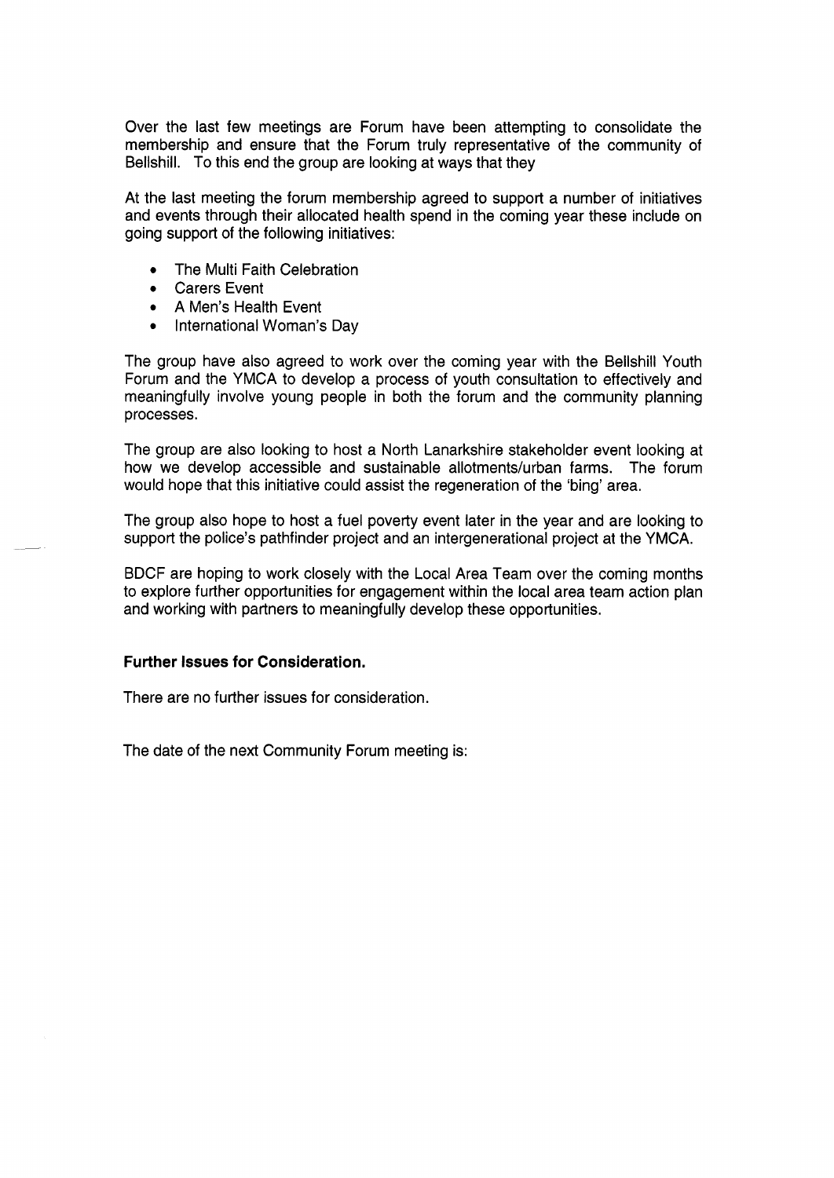Over the last few meetings are Forum have been attempting to consolidate the membership and ensure that the Forum truly representative of the community of Bellshill. To this end the group are looking at ways that they

At the last meeting the forum membership agreed to support a number of initiatives and events through their allocated health spend in the coming year these include on going support of the following initiatives:

- The Multi Faith Celebration
- Carers Event
- A Men's Health Event
- International Woman's Day

The group have also agreed to work over the coming year with the Bellshill Youth Forum and the YMCA to develop a process of youth consultation to effectively and meaningfully involve young people in both the forum and the community planning processes.

The group are also looking to host a North Lanarkshire stakeholder event looking at how we develop accessible and sustainable allotments/urban farms. The forum would hope that this initiative could assist the regeneration of the 'bing' area.

The group also hope to host a fuel poverty event later in the year and are looking to support the police's pathfinder project and an intergenerational project at the YMCA.

BDCF are hoping to work closely with the Local Area Team over the coming months to explore further opportunities for engagement within the local area team action plan and working with partners to meaningfully develop these opportunities.

**Further Issues for Consideration.**

There are no further issues for consideration.

The date of the next Community Forum meeting is: